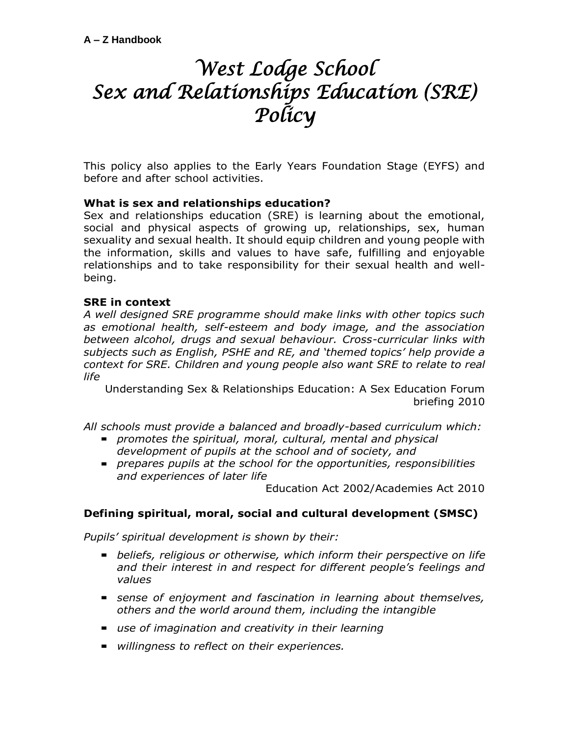**A – Z Handbook**

# West Lodge School
# Sex and Relationships Education (SRE) Policy

This policy also applies to the Early Years Foundation Stage (EYFS) and before and after school activities.

**What is sex and relationships education?**

Sex and relationships education (SRE) is learning about the emotional, social and physical aspects of growing up, relationships, sex, human sexuality and sexual health. It should equip children and young people with the information, skills and values to have safe, fulfilling and enjoyable relationships and to take responsibility for their sexual health and well-being.

**SRE in context**

*A well designed SRE programme should make links with other topics such as emotional health, self-esteem and body image, and the association between alcohol, drugs and sexual behaviour. Cross-curricular links with subjects such as English, PSHE and RE, and 'themed topics' help provide a context for SRE. Children and young people also want SRE to relate to real life*

Understanding Sex & Relationships Education: A Sex Education Forum briefing 2010

*All schools must provide a balanced and broadly-based curriculum which:*

- *promotes the spiritual, moral, cultural, mental and physical development of pupils at the school and of society, and*
- *prepares pupils at the school for the opportunities, responsibilities and experiences of later life*

Education Act 2002/Academies Act 2010

**Defining spiritual, moral, social and cultural development (SMSC)**

*Pupils' spiritual development is shown by their:*

- *beliefs, religious or otherwise, which inform their perspective on life and their interest in and respect for different people's feelings and values*
- *sense of enjoyment and fascination in learning about themselves, others and the world around them, including the intangible*
- *use of imagination and creativity in their learning*
- *willingness to reflect on their experiences.*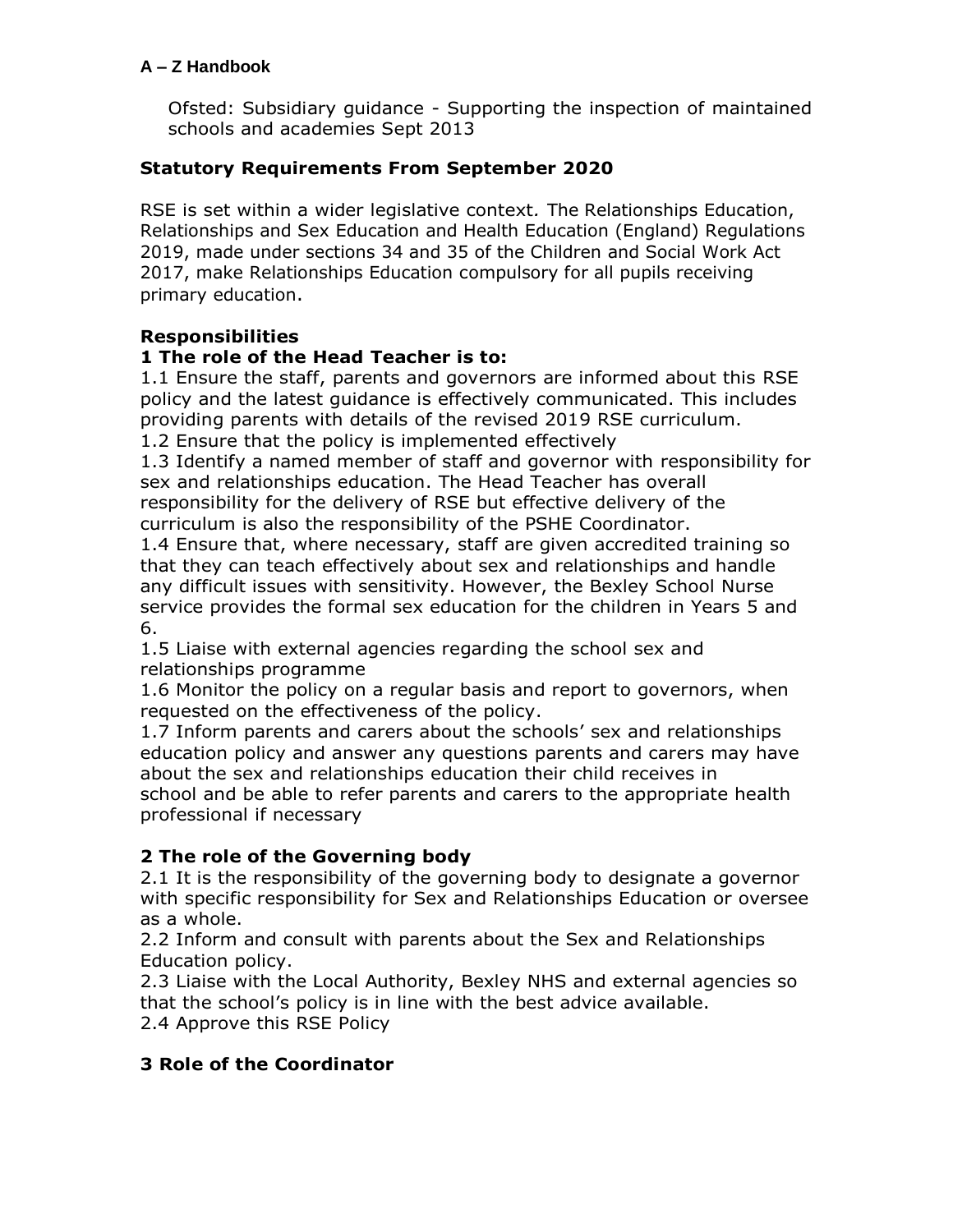Ofsted: Subsidiary guidance - Supporting the inspection of maintained schools and academies Sept 2013

## Statutory Requirements From September 2020

RSE is set within a wider legislative context. The Relationships Education, Relationships and Sex Education and Health Education (England) Regulations 2019, made under sections 34 and 35 of the Children and Social Work Act 2017, make Relationships Education compulsory for all pupils receiving primary education.

## Responsibilities

### 1 The role of the Head Teacher is to:

1.1 Ensure the staff, parents and governors are informed about this RSE policy and the latest guidance is effectively communicated. This includes providing parents with details of the revised 2019 RSE curriculum.

1.2 Ensure that the policy is implemented effectively

1.3 Identify a named member of staff and governor with responsibility for sex and relationships education. The Head Teacher has overall responsibility for the delivery of RSE but effective delivery of the curriculum is also the responsibility of the PSHE Coordinator.

1.4 Ensure that, where necessary, staff are given accredited training so that they can teach effectively about sex and relationships and handle any difficult issues with sensitivity. However, the Bexley School Nurse service provides the formal sex education for the children in Years 5 and 6.

1.5 Liaise with external agencies regarding the school sex and relationships programme

1.6 Monitor the policy on a regular basis and report to governors, when requested on the effectiveness of the policy.

1.7 Inform parents and carers about the schools' sex and relationships education policy and answer any questions parents and carers may have about the sex and relationships education their child receives in school and be able to refer parents and carers to the appropriate health professional if necessary

### 2 The role of the Governing body

2.1 It is the responsibility of the governing body to designate a governor with specific responsibility for Sex and Relationships Education or oversee as a whole.

2.2 Inform and consult with parents about the Sex and Relationships Education policy.

2.3 Liaise with the Local Authority, Bexley NHS and external agencies so that the school's policy is in line with the best advice available.

2.4 Approve this RSE Policy

### 3 Role of the Coordinator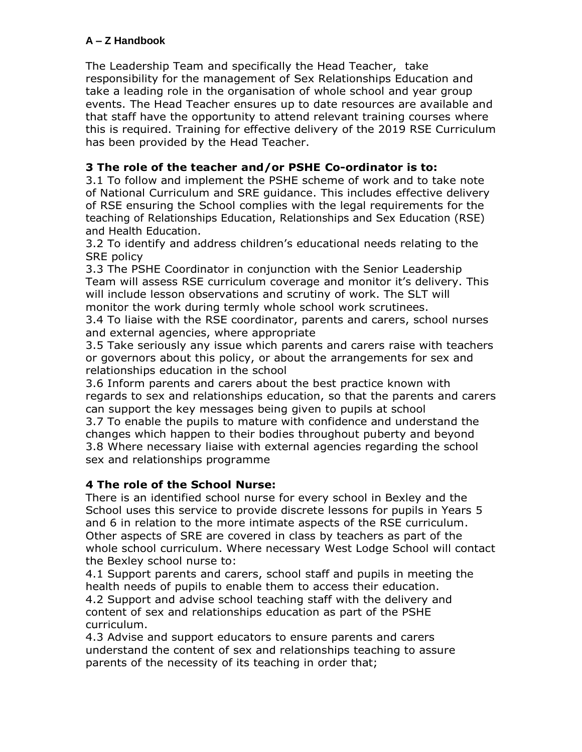The Leadership Team and specifically the Head Teacher,  take responsibility for the management of Sex Relationships Education and take a leading role in the organisation of whole school and year group events. The Head Teacher ensures up to date resources are available and that staff have the opportunity to attend relevant training courses where this is required. Training for effective delivery of the 2019 RSE Curriculum has been provided by the Head Teacher.

### 3 The role of the teacher and/or PSHE Co-ordinator is to:

3.1 To follow and implement the PSHE scheme of work and to take note of National Curriculum and SRE guidance. This includes effective delivery of RSE ensuring the School complies with the legal requirements for the teaching of Relationships Education, Relationships and Sex Education (RSE) and Health Education.

3.2 To identify and address children's educational needs relating to the SRE policy

3.3 The PSHE Coordinator in conjunction with the Senior Leadership Team will assess RSE curriculum coverage and monitor it's delivery. This will include lesson observations and scrutiny of work. The SLT will monitor the work during termly whole school work scrutinees.

3.4 To liaise with the RSE coordinator, parents and carers, school nurses and external agencies, where appropriate

3.5 Take seriously any issue which parents and carers raise with teachers or governors about this policy, or about the arrangements for sex and relationships education in the school

3.6 Inform parents and carers about the best practice known with regards to sex and relationships education, so that the parents and carers can support the key messages being given to pupils at school

3.7 To enable the pupils to mature with confidence and understand the changes which happen to their bodies throughout puberty and beyond

3.8 Where necessary liaise with external agencies regarding the school sex and relationships programme

### 4 The role of the School Nurse:

There is an identified school nurse for every school in Bexley and the School uses this service to provide discrete lessons for pupils in Years 5 and 6 in relation to the more intimate aspects of the RSE curriculum. Other aspects of SRE are covered in class by teachers as part of the whole school curriculum. Where necessary West Lodge School will contact the Bexley school nurse to:

4.1 Support parents and carers, school staff and pupils in meeting the health needs of pupils to enable them to access their education.

4.2 Support and advise school teaching staff with the delivery and content of sex and relationships education as part of the PSHE curriculum.

4.3 Advise and support educators to ensure parents and carers understand the content of sex and relationships teaching to assure parents of the necessity of its teaching in order that;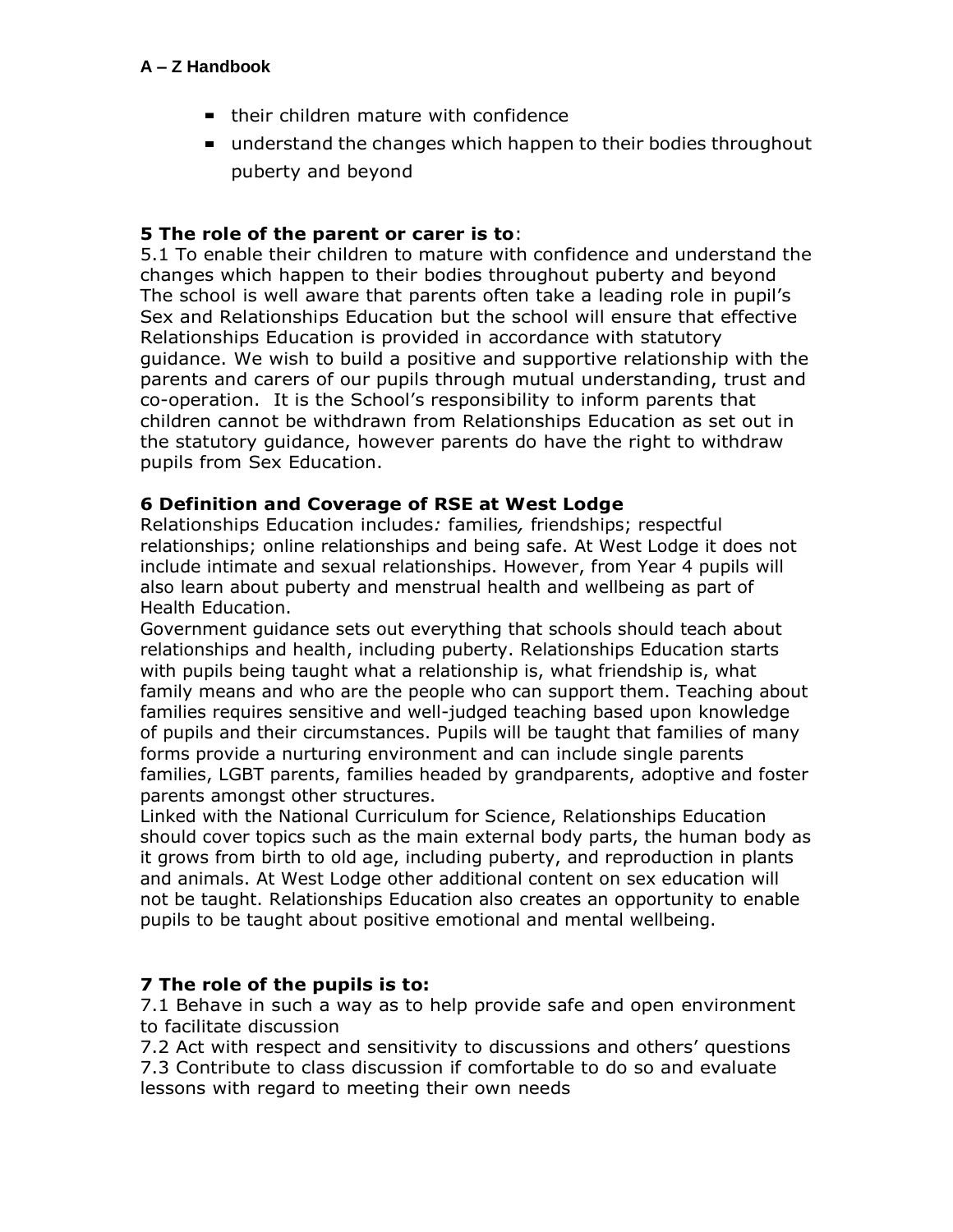- their children mature with confidence
- understand the changes which happen to their bodies throughout puberty and beyond

**5 The role of the parent or carer is to**:

5.1 To enable their children to mature with confidence and understand the changes which happen to their bodies throughout puberty and beyond

The school is well aware that parents often take a leading role in pupil's Sex and Relationships Education but the school will ensure that effective Relationships Education is provided in accordance with statutory guidance. We wish to build a positive and supportive relationship with the parents and carers of our pupils through mutual understanding, trust and co-operation. It is the School's responsibility to inform parents that children cannot be withdrawn from Relationships Education as set out in the statutory guidance, however parents do have the right to withdraw pupils from Sex Education.

**6 Definition and Coverage of RSE at West Lodge**

Relationships Education includes*:* families*,* friendships; respectful relationships; online relationships and being safe. At West Lodge it does not include intimate and sexual relationships. However, from Year 4 pupils will also learn about puberty and menstrual health and wellbeing as part of Health Education.

Government guidance sets out everything that schools should teach about relationships and health, including puberty. Relationships Education starts with pupils being taught what a relationship is, what friendship is, what family means and who are the people who can support them. Teaching about families requires sensitive and well-judged teaching based upon knowledge of pupils and their circumstances. Pupils will be taught that families of many forms provide a nurturing environment and can include single parents families, LGBT parents, families headed by grandparents, adoptive and foster parents amongst other structures.

Linked with the National Curriculum for Science, Relationships Education should cover topics such as the main external body parts, the human body as it grows from birth to old age, including puberty, and reproduction in plants and animals. At West Lodge other additional content on sex education will not be taught. Relationships Education also creates an opportunity to enable pupils to be taught about positive emotional and mental wellbeing.

**7 The role of the pupils is to:**

7.1 Behave in such a way as to help provide safe and open environment to facilitate discussion

7.2 Act with respect and sensitivity to discussions and others' questions

7.3 Contribute to class discussion if comfortable to do so and evaluate lessons with regard to meeting their own needs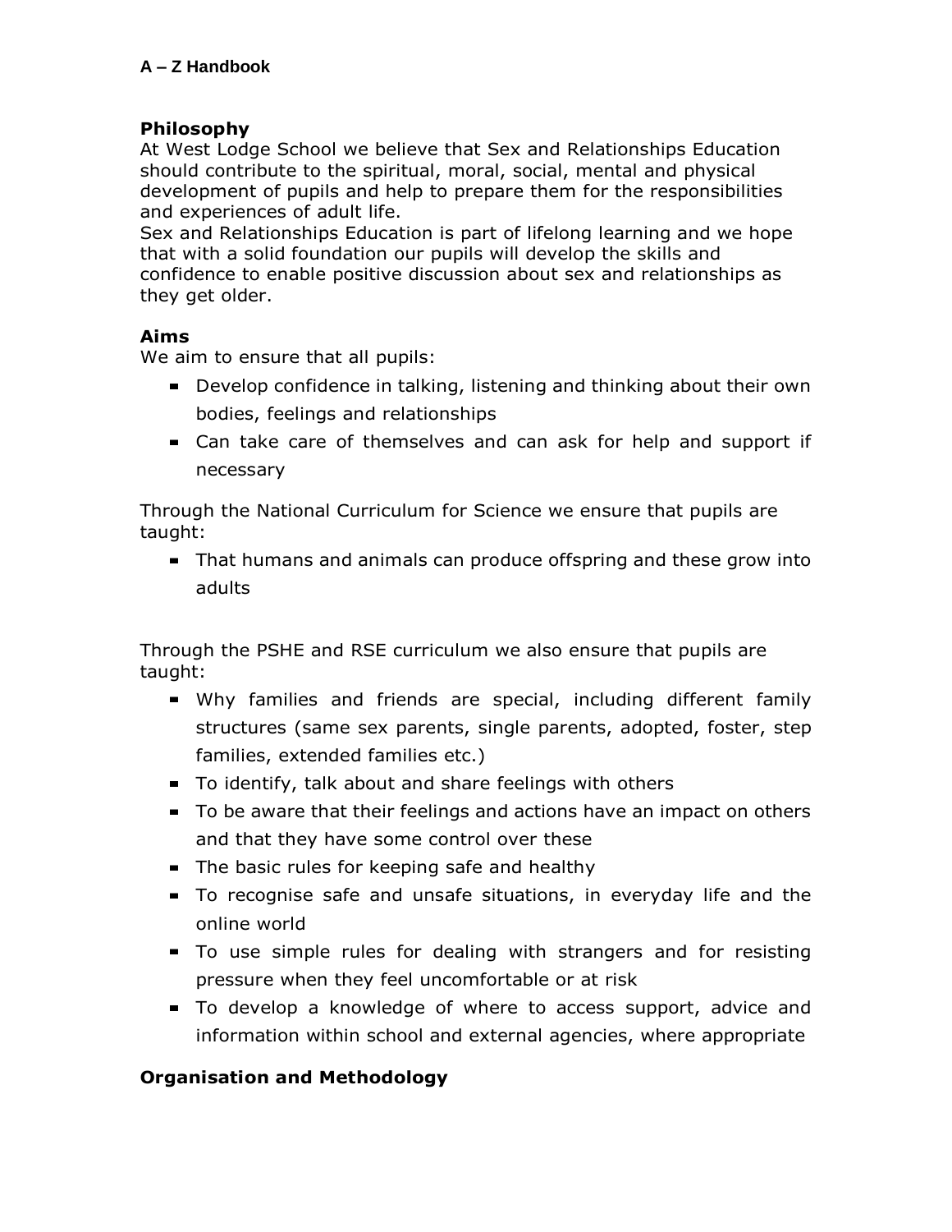## Philosophy

At West Lodge School we believe that Sex and Relationships Education should contribute to the spiritual, moral, social, mental and physical development of pupils and help to prepare them for the responsibilities and experiences of adult life.

Sex and Relationships Education is part of lifelong learning and we hope that with a solid foundation our pupils will develop the skills and confidence to enable positive discussion about sex and relationships as they get older.

## Aims

We aim to ensure that all pupils:

- Develop confidence in talking, listening and thinking about their own bodies, feelings and relationships
- Can take care of themselves and can ask for help and support if necessary

Through the National Curriculum for Science we ensure that pupils are taught:

- That humans and animals can produce offspring and these grow into adults

Through the PSHE and RSE curriculum we also ensure that pupils are taught:

- Why families and friends are special, including different family structures (same sex parents, single parents, adopted, foster, step families, extended families etc.)
- To identify, talk about and share feelings with others
- To be aware that their feelings and actions have an impact on others and that they have some control over these
- The basic rules for keeping safe and healthy
- To recognise safe and unsafe situations, in everyday life and the online world
- To use simple rules for dealing with strangers and for resisting pressure when they feel uncomfortable or at risk
- To develop a knowledge of where to access support, advice and information within school and external agencies, where appropriate

## Organisation and Methodology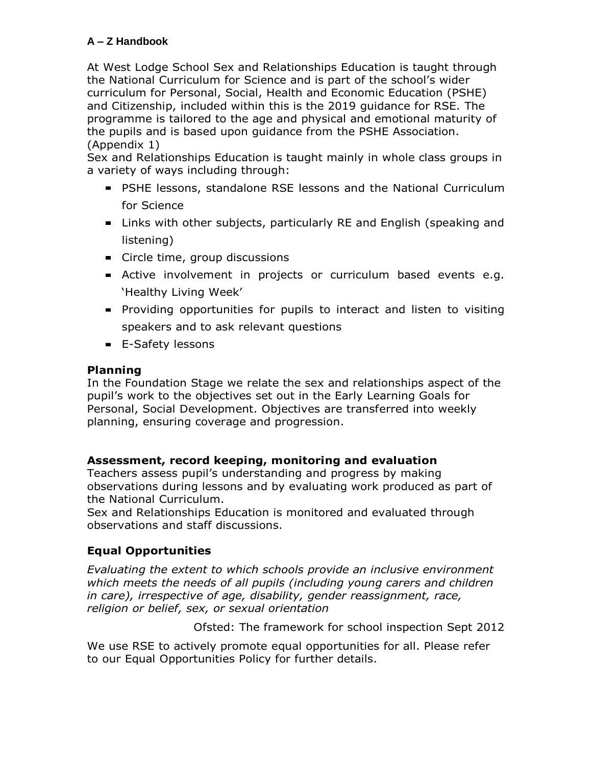At West Lodge School Sex and Relationships Education is taught through the National Curriculum for Science and is part of the school's wider curriculum for Personal, Social, Health and Economic Education (PSHE) and Citizenship, included within this is the 2019 guidance for RSE. The programme is tailored to the age and physical and emotional maturity of the pupils and is based upon guidance from the PSHE Association. (Appendix 1)

Sex and Relationships Education is taught mainly in whole class groups in a variety of ways including through:

- PSHE lessons, standalone RSE lessons and the National Curriculum for Science
- Links with other subjects, particularly RE and English (speaking and listening)
- Circle time, group discussions
- Active involvement in projects or curriculum based events e.g. 'Healthy Living Week'
- Providing opportunities for pupils to interact and listen to visiting speakers and to ask relevant questions
- E-Safety lessons

## Planning

In the Foundation Stage we relate the sex and relationships aspect of the pupil's work to the objectives set out in the Early Learning Goals for Personal, Social Development. Objectives are transferred into weekly planning, ensuring coverage and progression.

## Assessment, record keeping, monitoring and evaluation

Teachers assess pupil's understanding and progress by making observations during lessons and by evaluating work produced as part of the National Curriculum.

Sex and Relationships Education is monitored and evaluated through observations and staff discussions.

## Equal Opportunities

*Evaluating the extent to which schools provide an inclusive environment which meets the needs of all pupils (including young carers and children in care), irrespective of age, disability, gender reassignment, race, religion or belief, sex, or sexual orientation*

Ofsted: The framework for school inspection Sept 2012

We use RSE to actively promote equal opportunities for all. Please refer to our Equal Opportunities Policy for further details.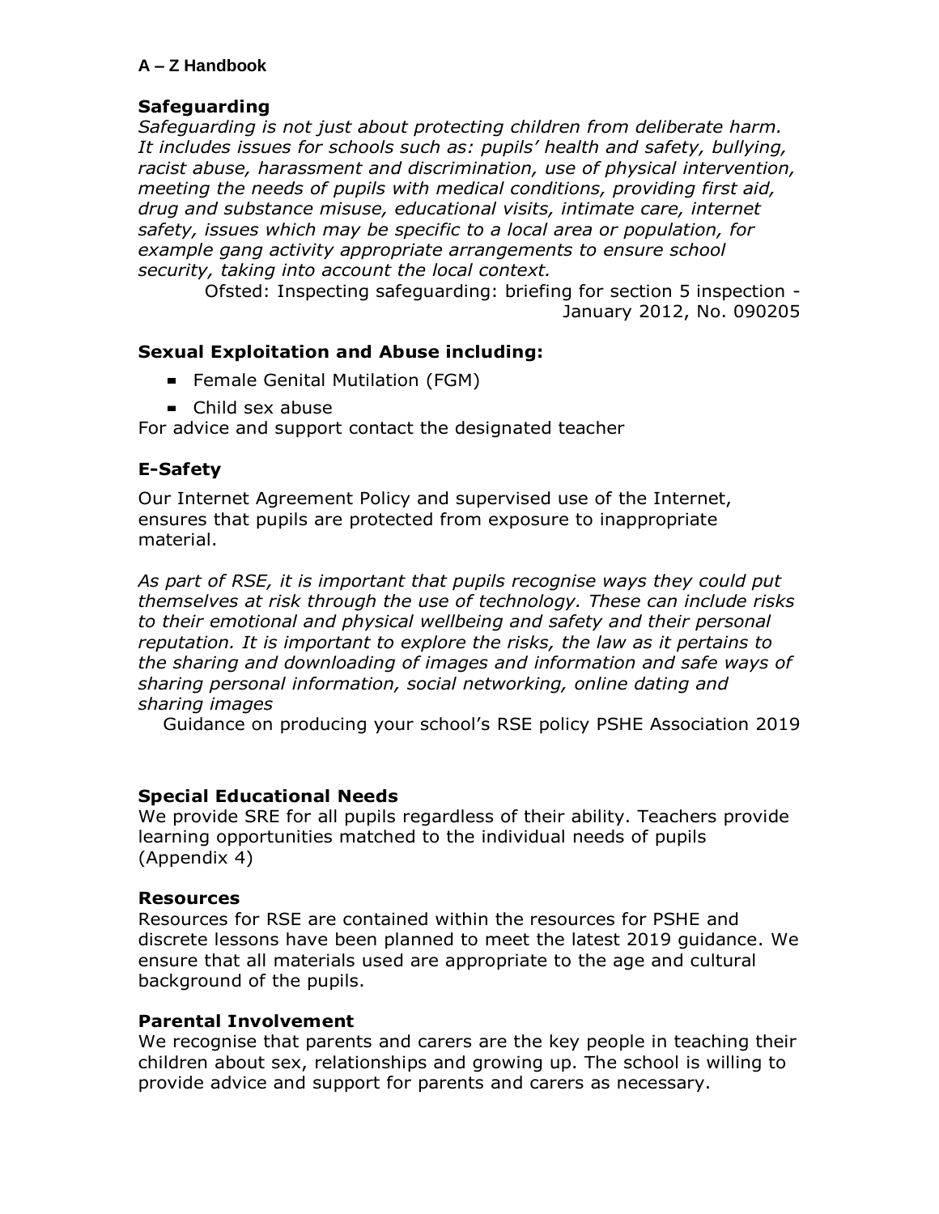## Safeguarding

*Safeguarding is not just about protecting children from deliberate harm. It includes issues for schools such as: pupils' health and safety, bullying, racist abuse, harassment and discrimination, use of physical intervention, meeting the needs of pupils with medical conditions, providing first aid, drug and substance misuse, educational visits, intimate care, internet safety, issues which may be specific to a local area or population, for example gang activity appropriate arrangements to ensure school security, taking into account the local context.*

Ofsted: Inspecting safeguarding: briefing for section 5 inspection - January 2012, No. 090205

## Sexual Exploitation and Abuse including:

- Female Genital Mutilation (FGM)
- Child sex abuse

For advice and support contact the designated teacher

## E-Safety

Our Internet Agreement Policy and supervised use of the Internet, ensures that pupils are protected from exposure to inappropriate material.

*As part of RSE, it is important that pupils recognise ways they could put themselves at risk through the use of technology. These can include risks to their emotional and physical wellbeing and safety and their personal reputation. It is important to explore the risks, the law as it pertains to the sharing and downloading of images and information and safe ways of sharing personal information, social networking, online dating and sharing images*

Guidance on producing your school's RSE policy PSHE Association 2019

## Special Educational Needs

We provide SRE for all pupils regardless of their ability. Teachers provide learning opportunities matched to the individual needs of pupils (Appendix 4)

## Resources

Resources for RSE are contained within the resources for PSHE and discrete lessons have been planned to meet the latest 2019 guidance. We ensure that all materials used are appropriate to the age and cultural background of the pupils.

## Parental Involvement

We recognise that parents and carers are the key people in teaching their children about sex, relationships and growing up. The school is willing to provide advice and support for parents and carers as necessary.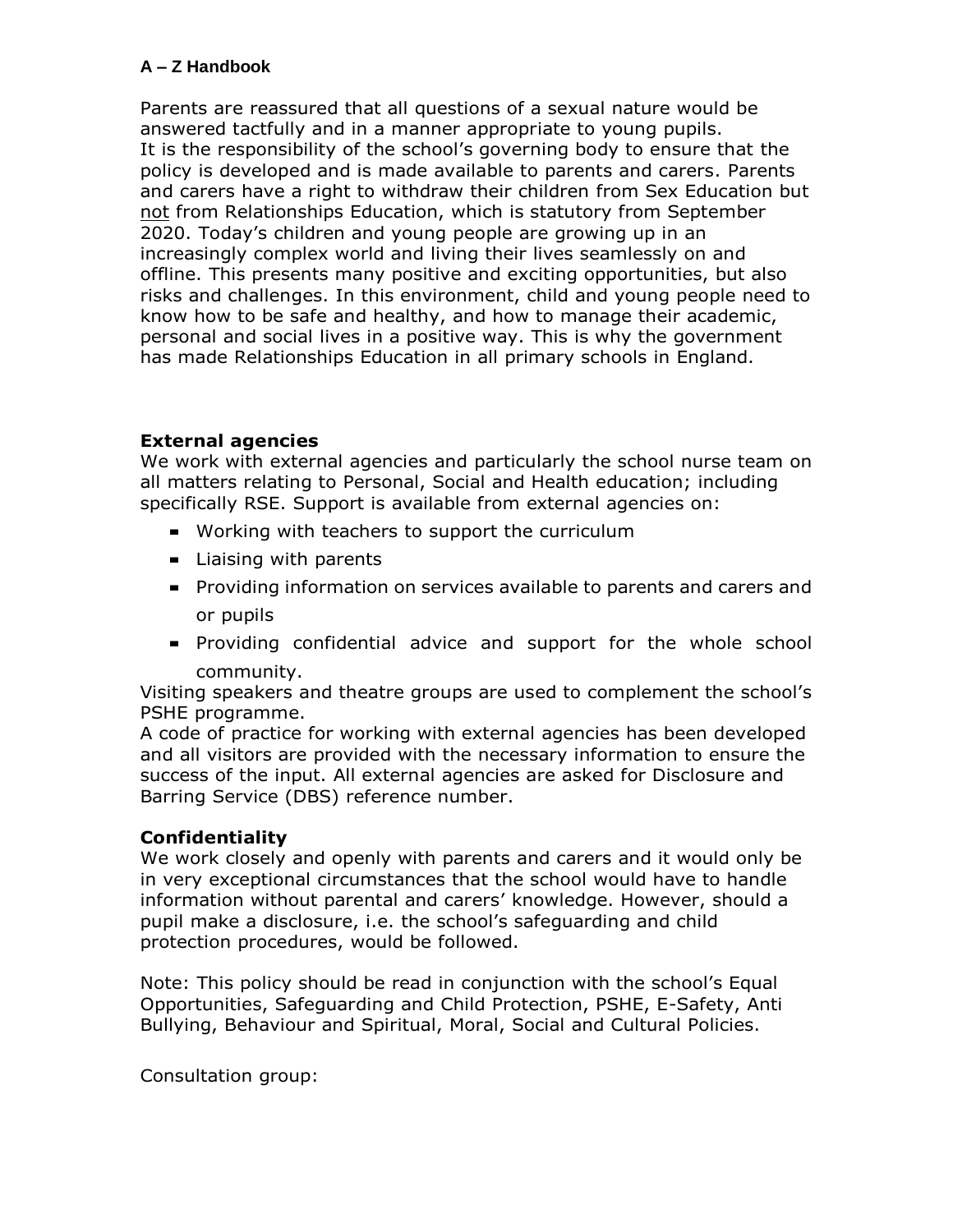Parents are reassured that all questions of a sexual nature would be answered tactfully and in a manner appropriate to young pupils.
It is the responsibility of the school's governing body to ensure that the policy is developed and is made available to parents and carers. Parents and carers have a right to withdraw their children from Sex Education but not from Relationships Education, which is statutory from September 2020. Today's children and young people are growing up in an increasingly complex world and living their lives seamlessly on and offline. This presents many positive and exciting opportunities, but also risks and challenges. In this environment, child and young people need to know how to be safe and healthy, and how to manage their academic, personal and social lives in a positive way. This is why the government has made Relationships Education in all primary schools in England.

**External agencies**
We work with external agencies and particularly the school nurse team on all matters relating to Personal, Social and Health education; including specifically RSE. Support is available from external agencies on:

- Working with teachers to support the curriculum
- Liaising with parents
- Providing information on services available to parents and carers and or pupils
- Providing confidential advice and support for the whole school community.

Visiting speakers and theatre groups are used to complement the school's PSHE programme.
A code of practice for working with external agencies has been developed and all visitors are provided with the necessary information to ensure the success of the input. All external agencies are asked for Disclosure and Barring Service (DBS) reference number.

**Confidentiality**
We work closely and openly with parents and carers and it would only be in very exceptional circumstances that the school would have to handle information without parental and carers' knowledge. However, should a pupil make a disclosure, i.e. the school's safeguarding and child protection procedures, would be followed.

Note: This policy should be read in conjunction with the school's Equal Opportunities, Safeguarding and Child Protection, PSHE, E-Safety, Anti Bullying, Behaviour and Spiritual, Moral, Social and Cultural Policies.

Consultation group: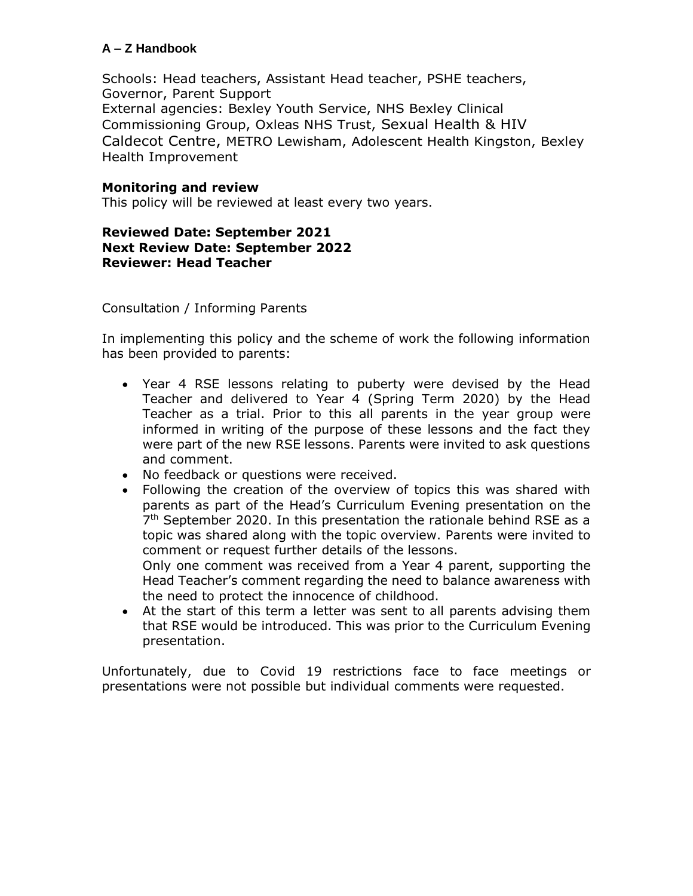Schools: Head teachers, Assistant Head teacher, PSHE teachers, Governor, Parent Support
External agencies: Bexley Youth Service, NHS Bexley Clinical Commissioning Group, Oxleas NHS Trust, Sexual Health & HIV Caldecot Centre, METRO Lewisham, Adolescent Health Kingston, Bexley Health Improvement

**Monitoring and review**
This policy will be reviewed at least every two years.

**Reviewed Date: September 2021**
**Next Review Date: September 2022**
**Reviewer: Head Teacher**

Consultation / Informing Parents

In implementing this policy and the scheme of work the following information has been provided to parents:

- Year 4 RSE lessons relating to puberty were devised by the Head Teacher and delivered to Year 4 (Spring Term 2020) by the Head Teacher as a trial. Prior to this all parents in the year group were informed in writing of the purpose of these lessons and the fact they were part of the new RSE lessons. Parents were invited to ask questions and comment.
- No feedback or questions were received.
- Following the creation of the overview of topics this was shared with parents as part of the Head's Curriculum Evening presentation on the 7th September 2020. In this presentation the rationale behind RSE as a topic was shared along with the topic overview. Parents were invited to comment or request further details of the lessons.
  Only one comment was received from a Year 4 parent, supporting the Head Teacher's comment regarding the need to balance awareness with the need to protect the innocence of childhood.
- At the start of this term a letter was sent to all parents advising them that RSE would be introduced. This was prior to the Curriculum Evening presentation.

Unfortunately, due to Covid 19 restrictions face to face meetings or presentations were not possible but individual comments were requested.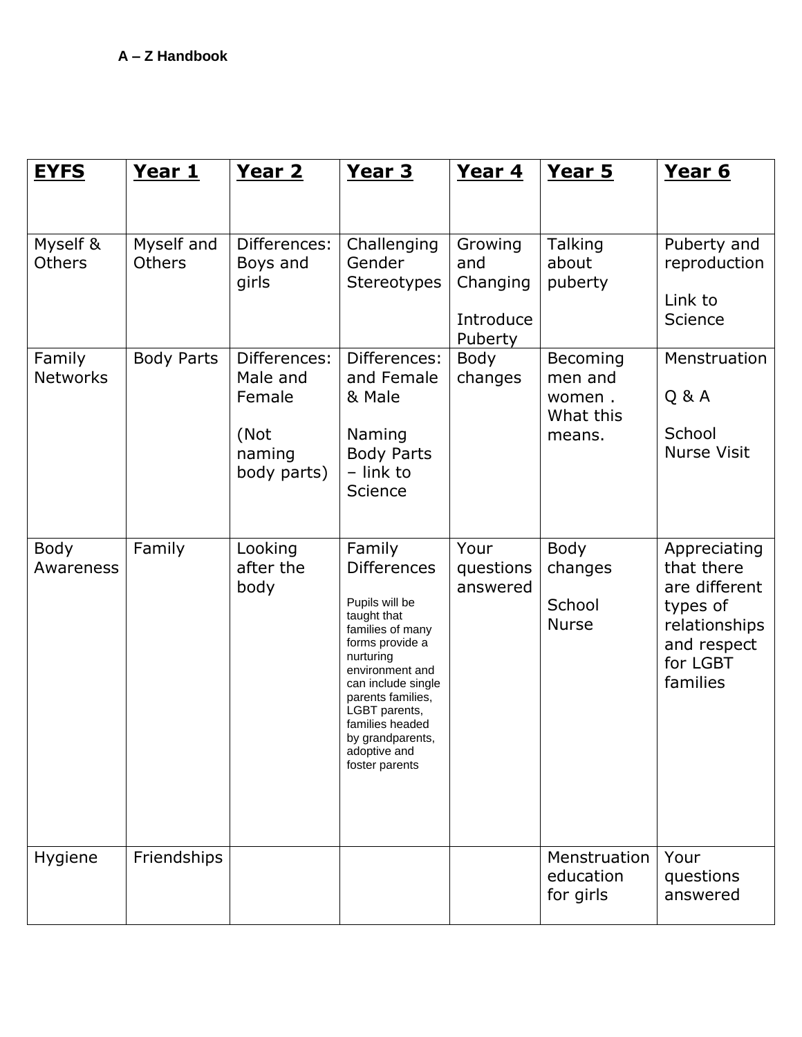**A – Z Handbook**

| **EYFS** | **Year 1** | **Year 2** | **Year 3** | **Year 4** | **Year 5** | **Year 6** |
|---|---|---|---|---|---|---|
| Myself & Others | Myself and Others | Differences: Boys and girls | Challenging Gender Stereotypes | Growing and Changing<br><br>Introduce Puberty | Talking about puberty | Puberty and reproduction<br><br>Link to Science |
| Family Networks | Body Parts | Differences: Male and Female<br><br>(Not naming body parts) | Differences: and Female & Male<br><br>Naming Body Parts – link to Science | Body changes | Becoming men and women . What this means. | Menstruation<br><br>Q & A<br><br>School Nurse Visit |
| Body Awareness | Family | Looking after the body | Family Differences<br><br>Pupils will be taught that families of many forms provide a nurturing environment and can include single parents families, LGBT parents, families headed by grandparents, adoptive and foster parents | Your questions answered | Body changes<br><br>School Nurse | Appreciating that there are different types of relationships and respect for LGBT families |
| Hygiene | Friendships | | | | Menstruation education for girls | Your questions answered |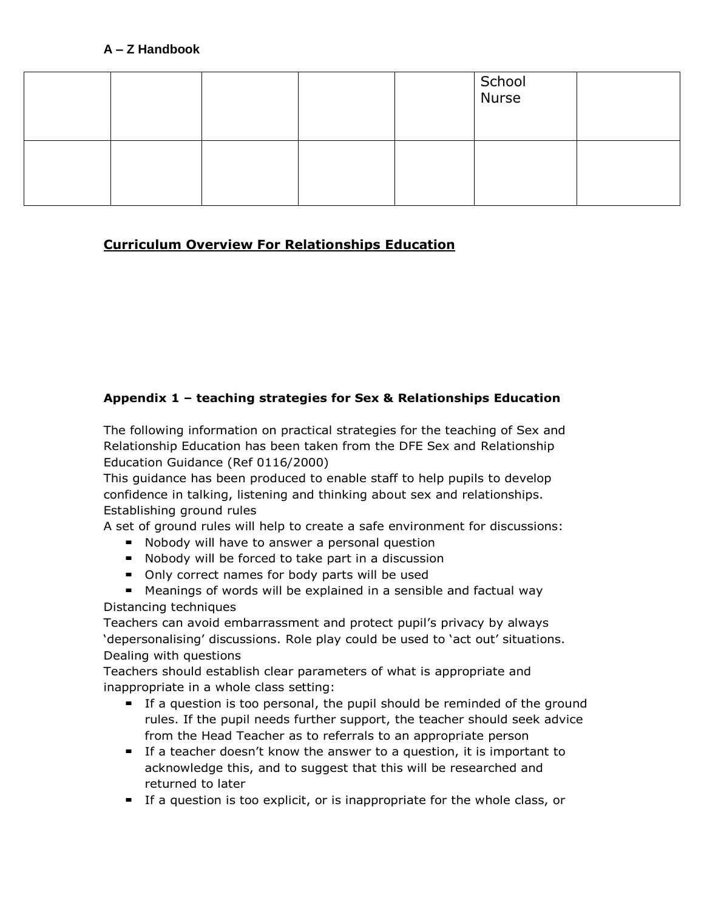| | | | | | School Nurse | |
|---|---|---|---|---|---|---|
| | | | | | | |

## Curriculum Overview For Relationships Education

### Appendix 1 – teaching strategies for Sex & Relationships Education

The following information on practical strategies for the teaching of Sex and Relationship Education has been taken from the DFE Sex and Relationship Education Guidance (Ref 0116/2000)

This guidance has been produced to enable staff to help pupils to develop confidence in talking, listening and thinking about sex and relationships.

Establishing ground rules

A set of ground rules will help to create a safe environment for discussions:

- Nobody will have to answer a personal question
- Nobody will be forced to take part in a discussion
- Only correct names for body parts will be used
- Meanings of words will be explained in a sensible and factual way

Distancing techniques

Teachers can avoid embarrassment and protect pupil's privacy by always 'depersonalising' discussions. Role play could be used to 'act out' situations.

Dealing with questions

Teachers should establish clear parameters of what is appropriate and inappropriate in a whole class setting:

- If a question is too personal, the pupil should be reminded of the ground rules. If the pupil needs further support, the teacher should seek advice from the Head Teacher as to referrals to an appropriate person
- If a teacher doesn't know the answer to a question, it is important to acknowledge this, and to suggest that this will be researched and returned to later
- If a question is too explicit, or is inappropriate for the whole class, or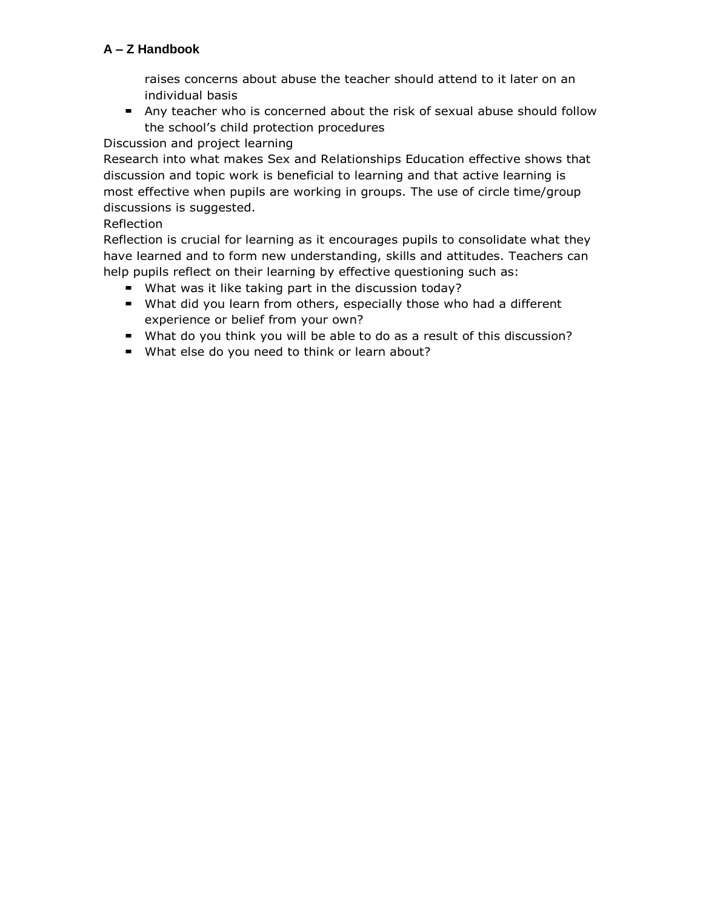raises concerns about abuse the teacher should attend to it later on an individual basis

- Any teacher who is concerned about the risk of sexual abuse should follow the school's child protection procedures

Discussion and project learning

Research into what makes Sex and Relationships Education effective shows that discussion and topic work is beneficial to learning and that active learning is most effective when pupils are working in groups. The use of circle time/group discussions is suggested.

Reflection

Reflection is crucial for learning as it encourages pupils to consolidate what they have learned and to form new understanding, skills and attitudes. Teachers can help pupils reflect on their learning by effective questioning such as:

- What was it like taking part in the discussion today?
- What did you learn from others, especially those who had a different experience or belief from your own?
- What do you think you will be able to do as a result of this discussion?
- What else do you need to think or learn about?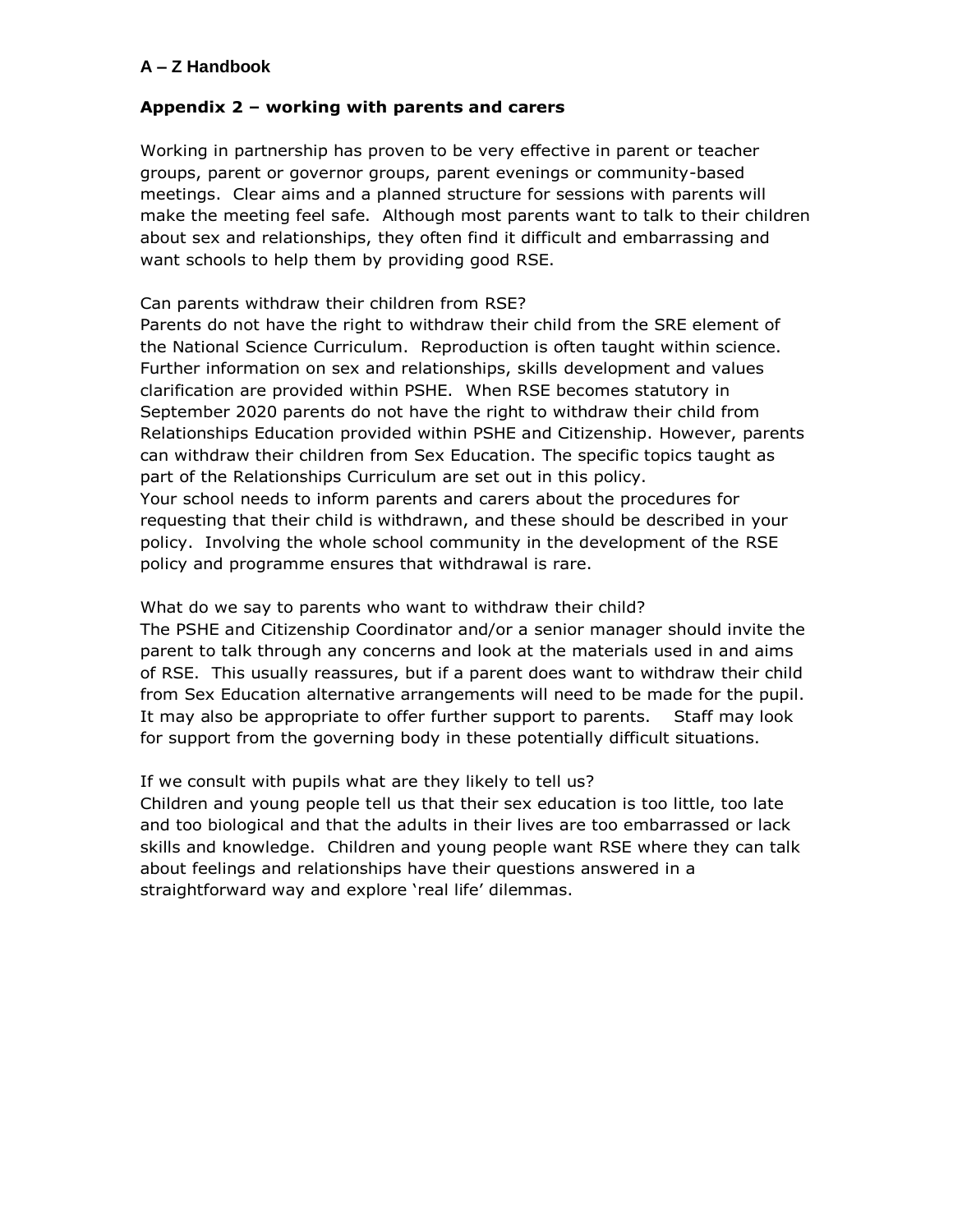**A – Z Handbook**

## Appendix 2 – working with parents and carers

Working in partnership has proven to be very effective in parent or teacher groups, parent or governor groups, parent evenings or community-based meetings. Clear aims and a planned structure for sessions with parents will make the meeting feel safe. Although most parents want to talk to their children about sex and relationships, they often find it difficult and embarrassing and want schools to help them by providing good RSE.

Can parents withdraw their children from RSE?
Parents do not have the right to withdraw their child from the SRE element of the National Science Curriculum. Reproduction is often taught within science. Further information on sex and relationships, skills development and values clarification are provided within PSHE. When RSE becomes statutory in September 2020 parents do not have the right to withdraw their child from Relationships Education provided within PSHE and Citizenship. However, parents can withdraw their children from Sex Education. The specific topics taught as part of the Relationships Curriculum are set out in this policy.
Your school needs to inform parents and carers about the procedures for requesting that their child is withdrawn, and these should be described in your policy. Involving the whole school community in the development of the RSE policy and programme ensures that withdrawal is rare.

What do we say to parents who want to withdraw their child?
The PSHE and Citizenship Coordinator and/or a senior manager should invite the parent to talk through any concerns and look at the materials used in and aims of RSE. This usually reassures, but if a parent does want to withdraw their child from Sex Education alternative arrangements will need to be made for the pupil. It may also be appropriate to offer further support to parents. Staff may look for support from the governing body in these potentially difficult situations.

If we consult with pupils what are they likely to tell us?
Children and young people tell us that their sex education is too little, too late and too biological and that the adults in their lives are too embarrassed or lack skills and knowledge. Children and young people want RSE where they can talk about feelings and relationships have their questions answered in a straightforward way and explore 'real life' dilemmas.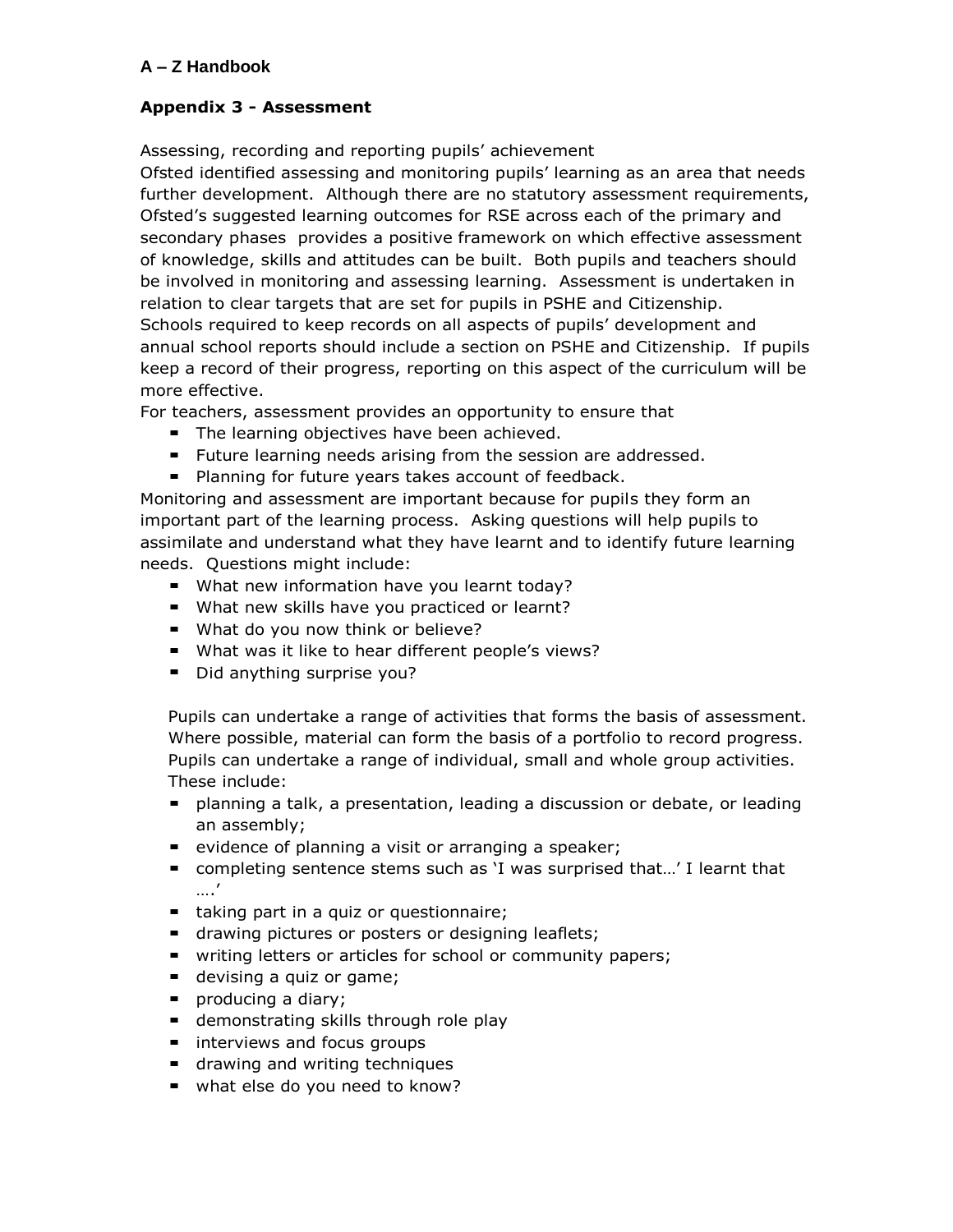## Appendix 3 - Assessment

Assessing, recording and reporting pupils' achievement
Ofsted identified assessing and monitoring pupils' learning as an area that needs further development. Although there are no statutory assessment requirements, Ofsted's suggested learning outcomes for RSE across each of the primary and secondary phases provides a positive framework on which effective assessment of knowledge, skills and attitudes can be built. Both pupils and teachers should be involved in monitoring and assessing learning. Assessment is undertaken in relation to clear targets that are set for pupils in PSHE and Citizenship.
Schools required to keep records on all aspects of pupils' development and annual school reports should include a section on PSHE and Citizenship. If pupils keep a record of their progress, reporting on this aspect of the curriculum will be more effective.
For teachers, assessment provides an opportunity to ensure that

- The learning objectives have been achieved.
- Future learning needs arising from the session are addressed.
- Planning for future years takes account of feedback.

Monitoring and assessment are important because for pupils they form an important part of the learning process. Asking questions will help pupils to assimilate and understand what they have learnt and to identify future learning needs. Questions might include:

- What new information have you learnt today?
- What new skills have you practiced or learnt?
- What do you now think or believe?
- What was it like to hear different people's views?
- Did anything surprise you?

Pupils can undertake a range of activities that forms the basis of assessment. Where possible, material can form the basis of a portfolio to record progress. Pupils can undertake a range of individual, small and whole group activities. These include:

- planning a talk, a presentation, leading a discussion or debate, or leading an assembly;
- evidence of planning a visit or arranging a speaker;
- completing sentence stems such as 'I was surprised that…' I learnt that ….'
- taking part in a quiz or questionnaire;
- drawing pictures or posters or designing leaflets;
- writing letters or articles for school or community papers;
- devising a quiz or game;
- producing a diary;
- demonstrating skills through role play
- interviews and focus groups
- drawing and writing techniques
- what else do you need to know?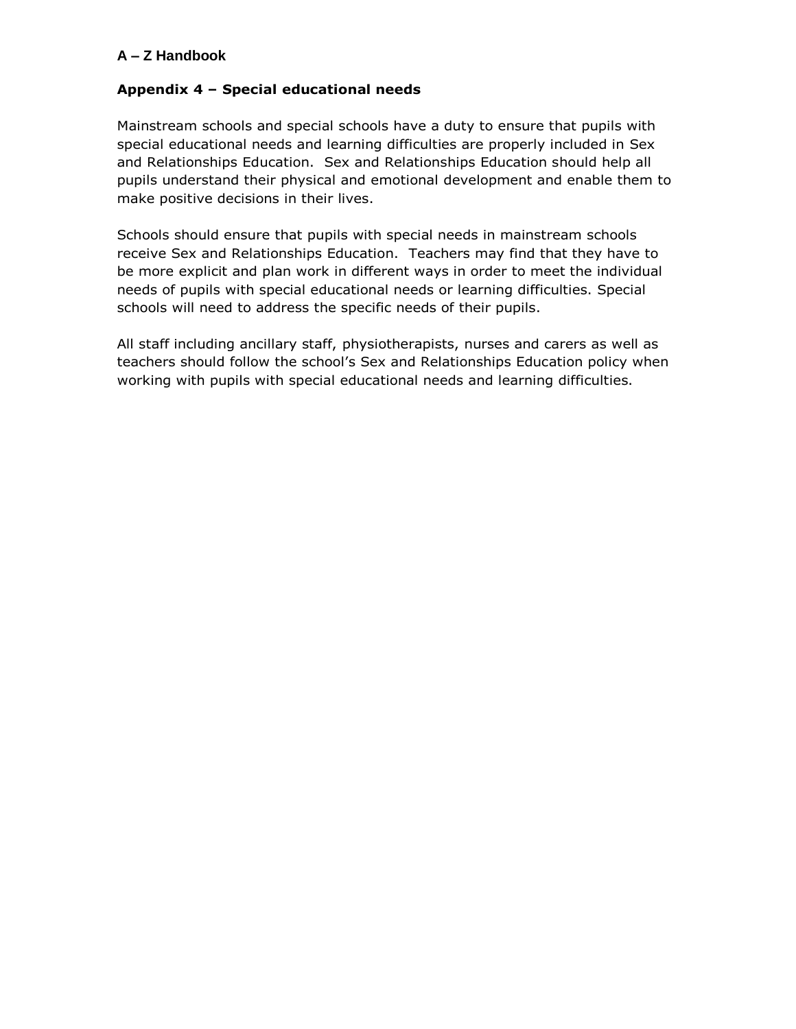## Appendix 4 – Special educational needs

Mainstream schools and special schools have a duty to ensure that pupils with special educational needs and learning difficulties are properly included in Sex and Relationships Education. Sex and Relationships Education should help all pupils understand their physical and emotional development and enable them to make positive decisions in their lives.

Schools should ensure that pupils with special needs in mainstream schools receive Sex and Relationships Education. Teachers may find that they have to be more explicit and plan work in different ways in order to meet the individual needs of pupils with special educational needs or learning difficulties. Special schools will need to address the specific needs of their pupils.

All staff including ancillary staff, physiotherapists, nurses and carers as well as teachers should follow the school's Sex and Relationships Education policy when working with pupils with special educational needs and learning difficulties.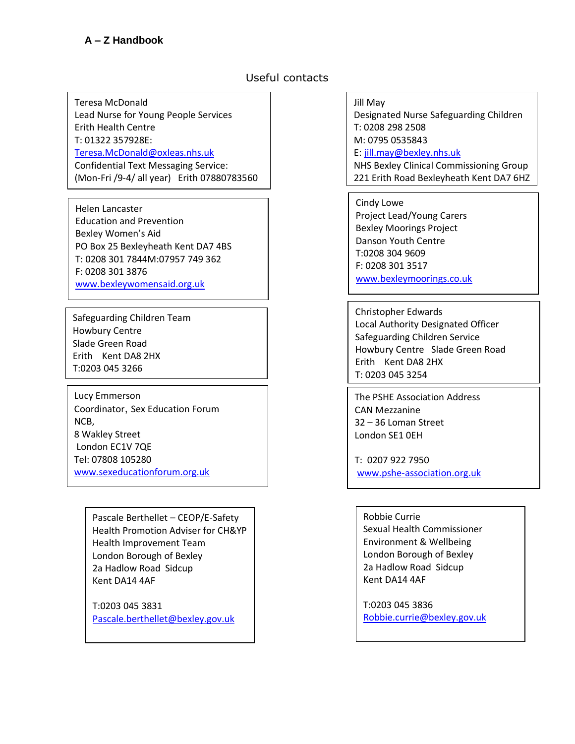**A – Z Handbook**

## Useful contacts

Teresa McDonald
Lead Nurse for Young People Services
Erith Health Centre
T: 01322 357928E:
Teresa.McDonald@oxleas.nhs.uk
Confidential Text Messaging Service:
(Mon-Fri /9-4/ all year) Erith 07880783560

Jill May
Designated Nurse Safeguarding Children
T: 0208 298 2508
M: 0795 0535843
E: jill.may@bexley.nhs.uk
NHS Bexley Clinical Commissioning Group
221 Erith Road Bexleyheath Kent DA7 6HZ

Helen Lancaster
Education and Prevention
Bexley Women's Aid
PO Box 25 Bexleyheath Kent DA7 4BS
T: 0208 301 7844M:07957 749 362
F: 0208 301 3876
www.bexleywomensaid.org.uk

Cindy Lowe
Project Lead/Young Carers
Bexley Moorings Project
Danson Youth Centre
T:0208 304 9609
F: 0208 301 3517
www.bexleymoorings.co.uk

Safeguarding Children Team
Howbury Centre
Slade Green Road
Erith Kent DA8 2HX
T:0203 045 3266

Christopher Edwards
Local Authority Designated Officer
Safeguarding Children Service
Howbury Centre Slade Green Road
Erith Kent DA8 2HX
T: 0203 045 3254

Lucy Emmerson
Coordinator, Sex Education Forum
NCB,
8 Wakley Street
London EC1V 7QE
Tel: 07808 105280
www.sexeducationforum.org.uk

The PSHE Association Address
CAN Mezzanine
32 – 36 Loman Street
London SE1 0EH

T: 0207 922 7950
www.pshe-association.org.uk

Pascale Berthellet – CEOP/E-Safety
Health Promotion Adviser for CH&YP
Health Improvement Team
London Borough of Bexley
2a Hadlow Road Sidcup
Kent DA14 4AF

T:0203 045 3831
Pascale.berthellet@bexley.gov.uk

Robbie Currie
Sexual Health Commissioner
Environment & Wellbeing
London Borough of Bexley
2a Hadlow Road Sidcup
Kent DA14 4AF

T:0203 045 3836
Robbie.currie@bexley.gov.uk